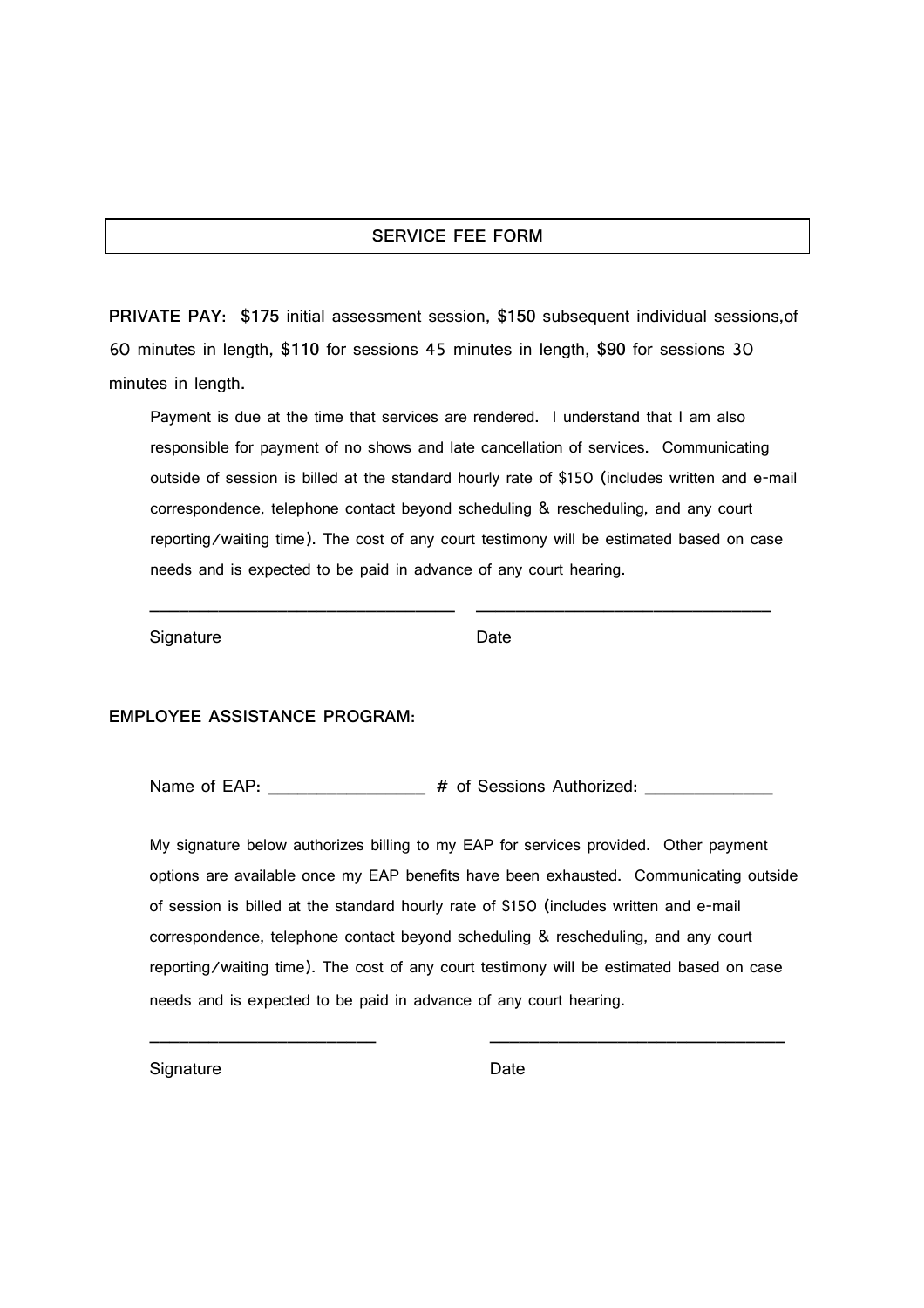## SERVICE FEE FORM

**PRIVATE PAY: $175** initial assessment session, **$150** subsequent individual sessions,of 60 minutes in length, **$110** for sessions 45 minutes in length, **$90** for sessions 30 minutes in length.

Payment is due at the time that services are rendered. I understand that I am also responsible for payment of no shows and late cancellation of services. Communicating outside of session is billed at the standard hourly rate of $150 (includes written and e-mail correspondence, telephone contact beyond scheduling & rescheduling, and any court reporting/waiting time). The cost of any court testimony will be estimated based on case needs and is expected to be paid in advance of any court hearing.

_______________________________ _______________________________

Signature Date

**EMPLOYEE ASSISTANCE PROGRAM:**

Name of EAP: ________________ # of Sessions Authorized: _____________

My signature below authorizes billing to my EAP for services provided. Other payment options are available once my EAP benefits have been exhausted. Communicating outside of session is billed at the standard hourly rate of $150 (includes written and e-mail correspondence, telephone contact beyond scheduling & rescheduling, and any court reporting/waiting time). The cost of any court testimony will be estimated based on case needs and is expected to be paid in advance of any court hearing.

________________________ _______________________________

Signature Date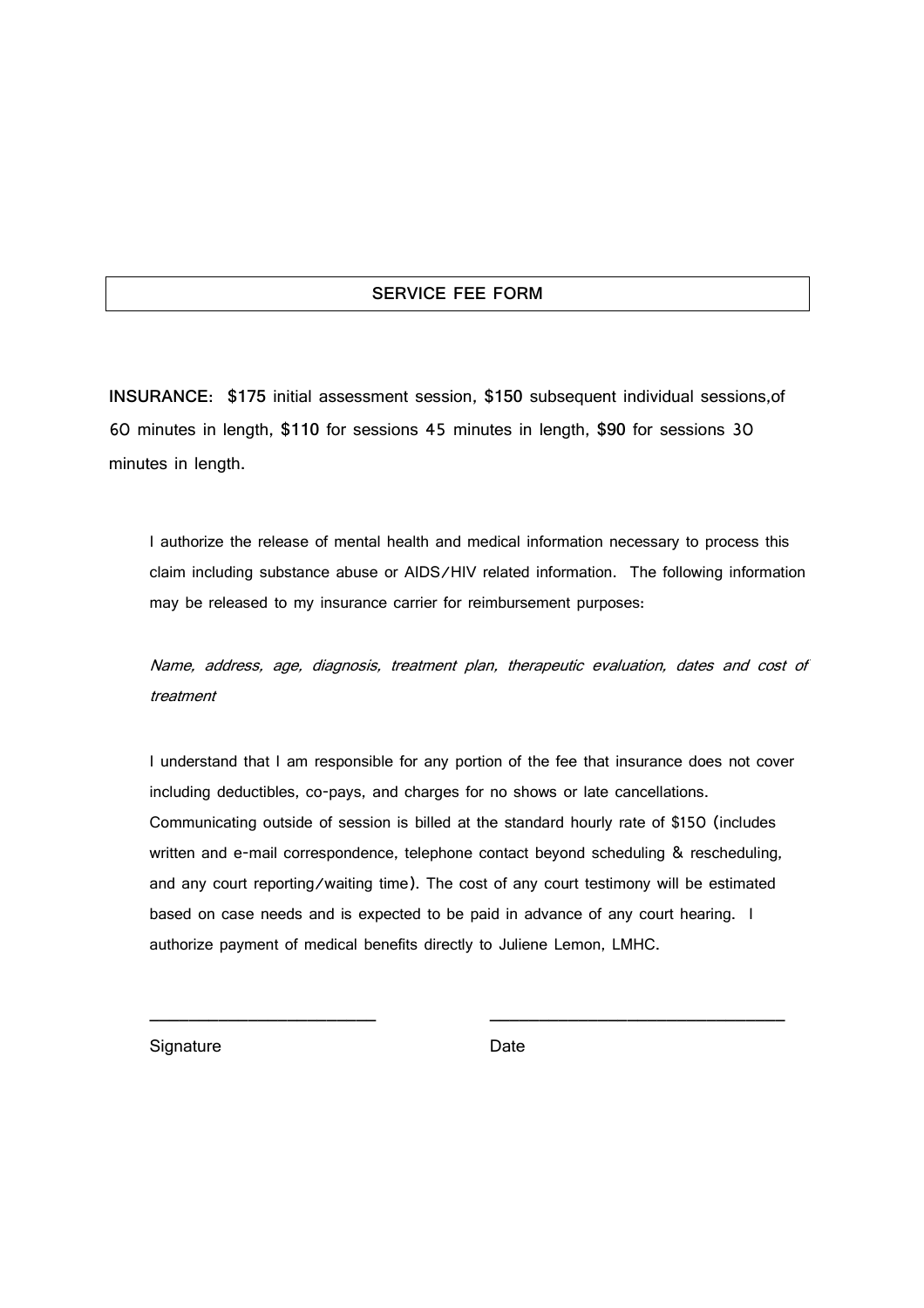## SERVICE FEE FORM

**INSURANCE:** **$175** initial assessment session, **$150** subsequent individual sessions,of 60 minutes in length, **$110** for sessions 45 minutes in length, **$90** for sessions 30 minutes in length.

I authorize the release of mental health and medical information necessary to process this claim including substance abuse or AIDS/HIV related information. The following information may be released to my insurance carrier for reimbursement purposes:

*Name, address, age, diagnosis, treatment plan, therapeutic evaluation, dates and cost of treatment*

I understand that I am responsible for any portion of the fee that insurance does not cover including deductibles, co-pays, and charges for no shows or late cancellations. Communicating outside of session is billed at the standard hourly rate of $150 (includes written and e-mail correspondence, telephone contact beyond scheduling & rescheduling, and any court reporting/waiting time). The cost of any court testimony will be estimated based on case needs and is expected to be paid in advance of any court hearing. I authorize payment of medical benefits directly to Juliene Lemon, LMHC.

\_\_\_\_\_\_\_\_\_\_\_\_\_\_\_\_\_\_\_\_\_\_\_\_\_\_ \_\_\_\_\_\_\_\_\_\_\_\_\_\_\_\_\_\_\_\_\_\_\_\_\_\_\_\_\_\_\_\_\_\_

Signature Date